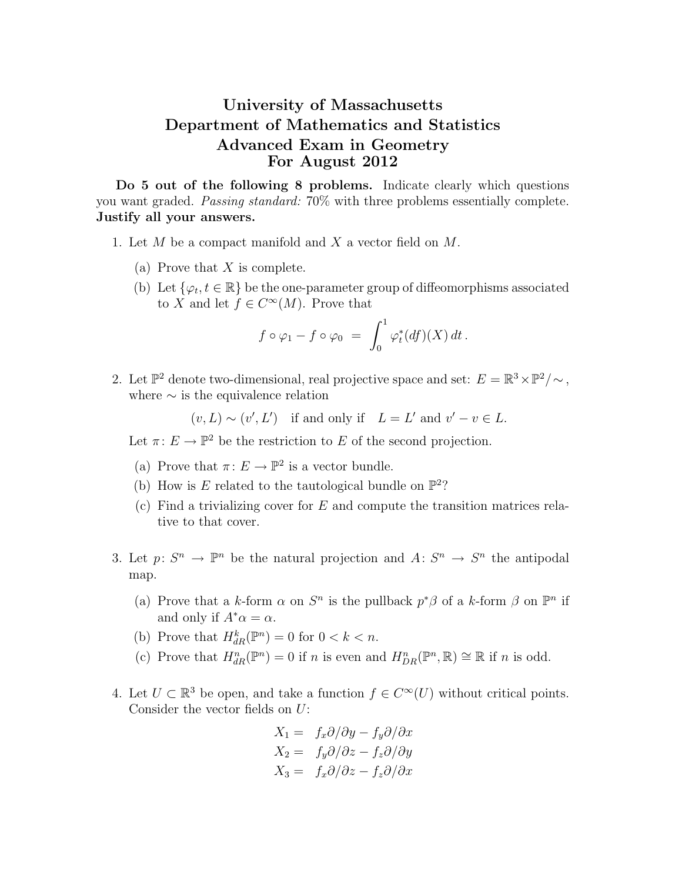# University of Massachusetts
# Department of Mathematics and Statistics
# Advanced Exam in Geometry
# For August 2012

**Do 5 out of the following 8 problems.** Indicate clearly which questions you want graded. *Passing standard:* 70% with three problems essentially complete. **Justify all your answers.**

1. Let $M$ be a compact manifold and $X$ a vector field on $M$.

   (a) Prove that $X$ is complete.

   (b) Let $\{\varphi_t, t \in \mathbb{R}\}$ be the one-parameter group of diffeomorphisms associated to $X$ and let $f \in C^\infty(M)$. Prove that
   $$f \circ \varphi_1 - f \circ \varphi_0 \ = \ \int_0^1 \varphi_t^*(df)(X)\, dt\,.$$

2. Let $\mathbb{P}^2$ denote two-dimensional, real projective space and set: $E = \mathbb{R}^3 \times \mathbb{P}^2 / \sim$, where $\sim$ is the equivalence relation
   $$(v, L) \sim (v', L') \quad \text{if and only if} \quad L = L' \text{ and } v' - v \in L.$$
   Let $\pi\colon E \to \mathbb{P}^2$ be the restriction to $E$ of the second projection.

   (a) Prove that $\pi\colon E \to \mathbb{P}^2$ is a vector bundle.

   (b) How is $E$ related to the tautological bundle on $\mathbb{P}^2$?

   (c) Find a trivializing cover for $E$ and compute the transition matrices relative to that cover.

3. Let $p\colon S^n \to \mathbb{P}^n$ be the natural projection and $A\colon S^n \to S^n$ the antipodal map.

   (a) Prove that a $k$-form $\alpha$ on $S^n$ is the pullback $p^*\beta$ of a $k$-form $\beta$ on $\mathbb{P}^n$ if and only if $A^*\alpha = \alpha$.

   (b) Prove that $H^k_{dR}(\mathbb{P}^n) = 0$ for $0 < k < n$.

   (c) Prove that $H^n_{dR}(\mathbb{P}^n) = 0$ if $n$ is even and $H^n_{DR}(\mathbb{P}^n, \mathbb{R}) \cong \mathbb{R}$ if $n$ is odd.

4. Let $U \subset \mathbb{R}^3$ be open, and take a function $f \in C^\infty(U)$ without critical points. Consider the vector fields on $U$:
   $$\begin{aligned} X_1 &= \ f_x \partial/\partial y - f_y \partial/\partial x \\ X_2 &= \ f_y \partial/\partial z - f_z \partial/\partial y \\ X_3 &= \ f_x \partial/\partial z - f_z \partial/\partial x \end{aligned}$$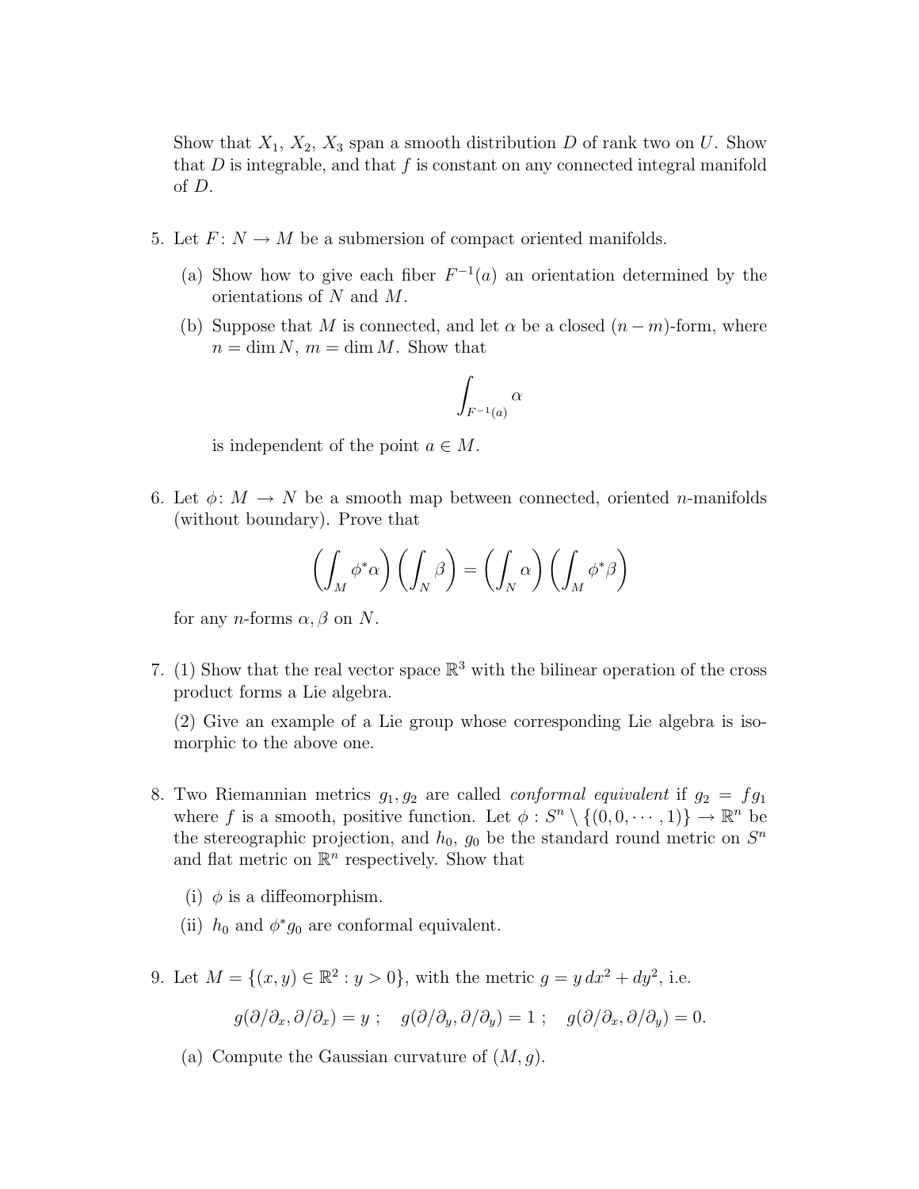Show that $X_1$, $X_2$, $X_3$ span a smooth distribution $D$ of rank two on $U$. Show that $D$ is integrable, and that $f$ is constant on any connected integral manifold of $D$.

5. Let $F\colon N \to M$ be a submersion of compact oriented manifolds.

   (a) Show how to give each fiber $F^{-1}(a)$ an orientation determined by the orientations of $N$ and $M$.

   (b) Suppose that $M$ is connected, and let $\alpha$ be a closed $(n-m)$-form, where $n = \dim N$, $m = \dim M$. Show that

   $$\int_{F^{-1}(a)} \alpha$$

   is independent of the point $a \in M$.

6. Let $\phi\colon M \to N$ be a smooth map between connected, oriented $n$-manifolds (without boundary). Prove that

   $$\left(\int_M \phi^*\alpha\right)\left(\int_N \beta\right) = \left(\int_N \alpha\right)\left(\int_M \phi^*\beta\right)$$

   for any $n$-forms $\alpha, \beta$ on $N$.

7. (1) Show that the real vector space $\mathbb{R}^3$ with the bilinear operation of the cross product forms a Lie algebra.

   (2) Give an example of a Lie group whose corresponding Lie algebra is isomorphic to the above one.

8. Two Riemannian metrics $g_1, g_2$ are called *conformal equivalent* if $g_2 = fg_1$ where $f$ is a smooth, positive function. Let $\phi : S^n \setminus \{(0, 0, \cdots, 1)\} \to \mathbb{R}^n$ be the stereographic projection, and $h_0$, $g_0$ be the standard round metric on $S^n$ and flat metric on $\mathbb{R}^n$ respectively. Show that

   (i) $\phi$ is a diffeomorphism.

   (ii) $h_0$ and $\phi^* g_0$ are conformal equivalent.

9. Let $M = \{(x, y) \in \mathbb{R}^2 : y > 0\}$, with the metric $g = y\,dx^2 + dy^2$, i.e.

   $$g(\partial/\partial_x, \partial/\partial_x) = y\ ; \quad g(\partial/\partial_y, \partial/\partial_y) = 1\ ; \quad g(\partial/\partial_x, \partial/\partial_y) = 0.$$

   (a) Compute the Gaussian curvature of $(M, g)$.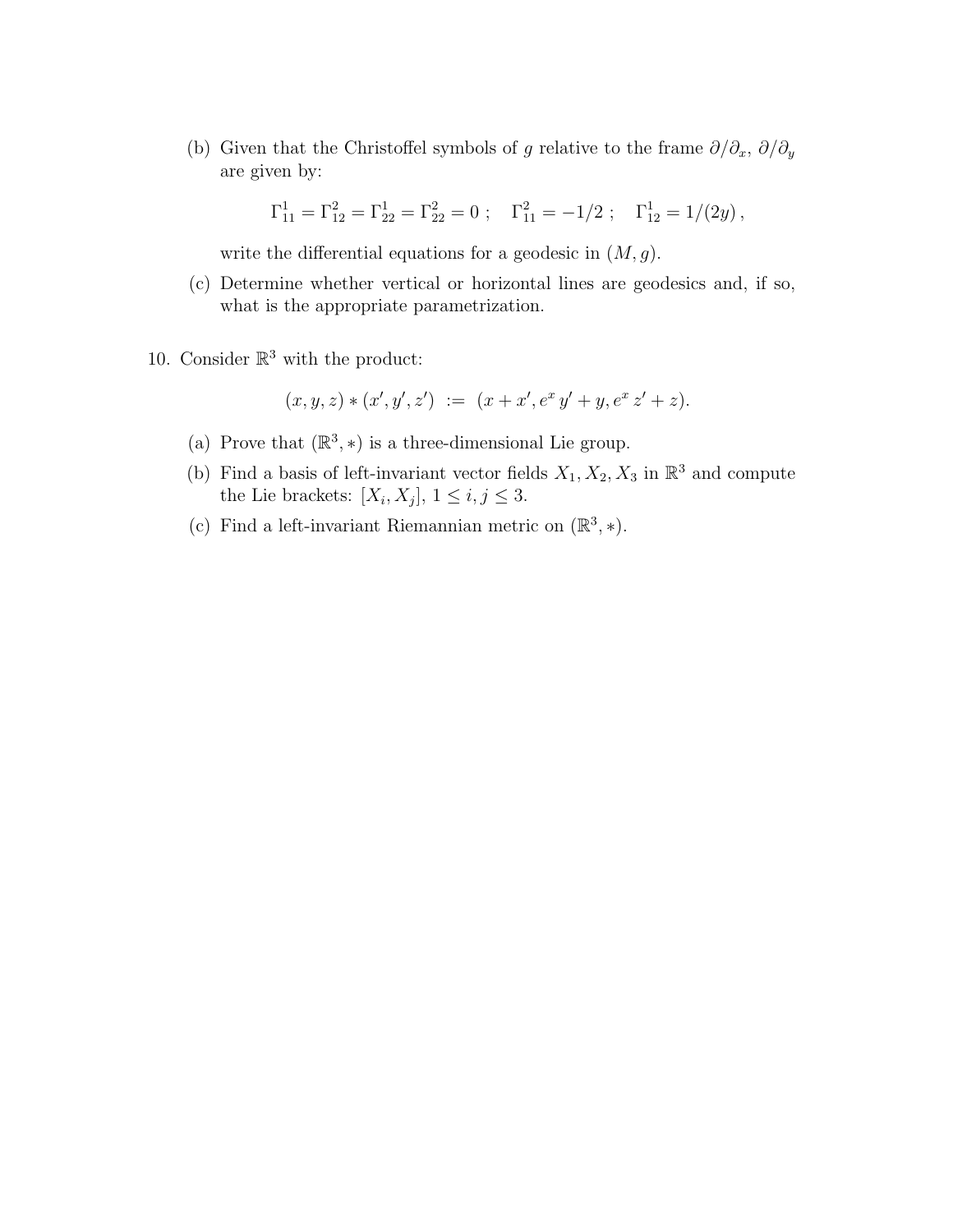(b) Given that the Christoffel symbols of $g$ relative to the frame $\partial/\partial_x$, $\partial/\partial_y$ are given by:

$$\Gamma^1_{11} = \Gamma^2_{12} = \Gamma^1_{22} = \Gamma^2_{22} = 0 \ ; \quad \Gamma^2_{11} = -1/2 \ ; \quad \Gamma^1_{12} = 1/(2y) \,,$$

write the differential equations for a geodesic in $(M, g)$.

(c) Determine whether vertical or horizontal lines are geodesics and, if so, what is the appropriate parametrization.

10. Consider $\mathbb{R}^3$ with the product:

$$(x, y, z) * (x', y', z') \ := \ (x + x', e^x\, y' + y, e^x\, z' + z).$$

(a) Prove that $(\mathbb{R}^3, *)$ is a three-dimensional Lie group.

(b) Find a basis of left-invariant vector fields $X_1, X_2, X_3$ in $\mathbb{R}^3$ and compute the Lie brackets: $[X_i, X_j]$, $1 \leq i, j \leq 3$.

(c) Find a left-invariant Riemannian metric on $(\mathbb{R}^3, *)$.